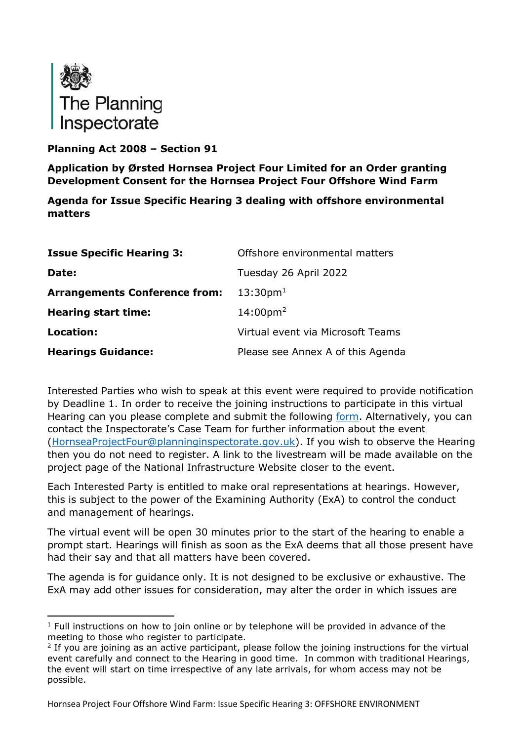The Planning Inspectorate

**Planning Act 2008 – Section 91**

**Application by Ørsted Hornsea Project Four Limited for an Order granting Development Consent for the Hornsea Project Four Offshore Wind Farm**

**Agenda for Issue Specific Hearing 3 dealing with offshore environmental matters**

| | |
|---|---|
| **Issue Specific Hearing 3:** | Offshore environmental matters |
| **Date:** | Tuesday 26 April 2022 |
| **Arrangements Conference from:** | 13:30pm[1] |
| **Hearing start time:** | 14:00pm[2] |
| **Location:** | Virtual event via Microsoft Teams |
| **Hearings Guidance:** | Please see Annex A of this Agenda |

Interested Parties who wish to speak at this event were required to provide notification by Deadline 1. In order to receive the joining instructions to participate in this virtual Hearing can you please complete and submit the following form. Alternatively, you can contact the Inspectorate's Case Team for further information about the event (HornseaProjectFour@planninginspectorate.gov.uk). If you wish to observe the Hearing then you do not need to register. A link to the livestream will be made available on the project page of the National Infrastructure Website closer to the event.

Each Interested Party is entitled to make oral representations at hearings. However, this is subject to the power of the Examining Authority (ExA) to control the conduct and management of hearings.

The virtual event will be open 30 minutes prior to the start of the hearing to enable a prompt start. Hearings will finish as soon as the ExA deems that all those present have had their say and that all matters have been covered.

The agenda is for guidance only. It is not designed to be exclusive or exhaustive. The ExA may add other issues for consideration, may alter the order in which issues are

[1] Full instructions on how to join online or by telephone will be provided in advance of the meeting to those who register to participate.

[2] If you are joining as an active participant, please follow the joining instructions for the virtual event carefully and connect to the Hearing in good time. In common with traditional Hearings, the event will start on time irrespective of any late arrivals, for whom access may not be possible.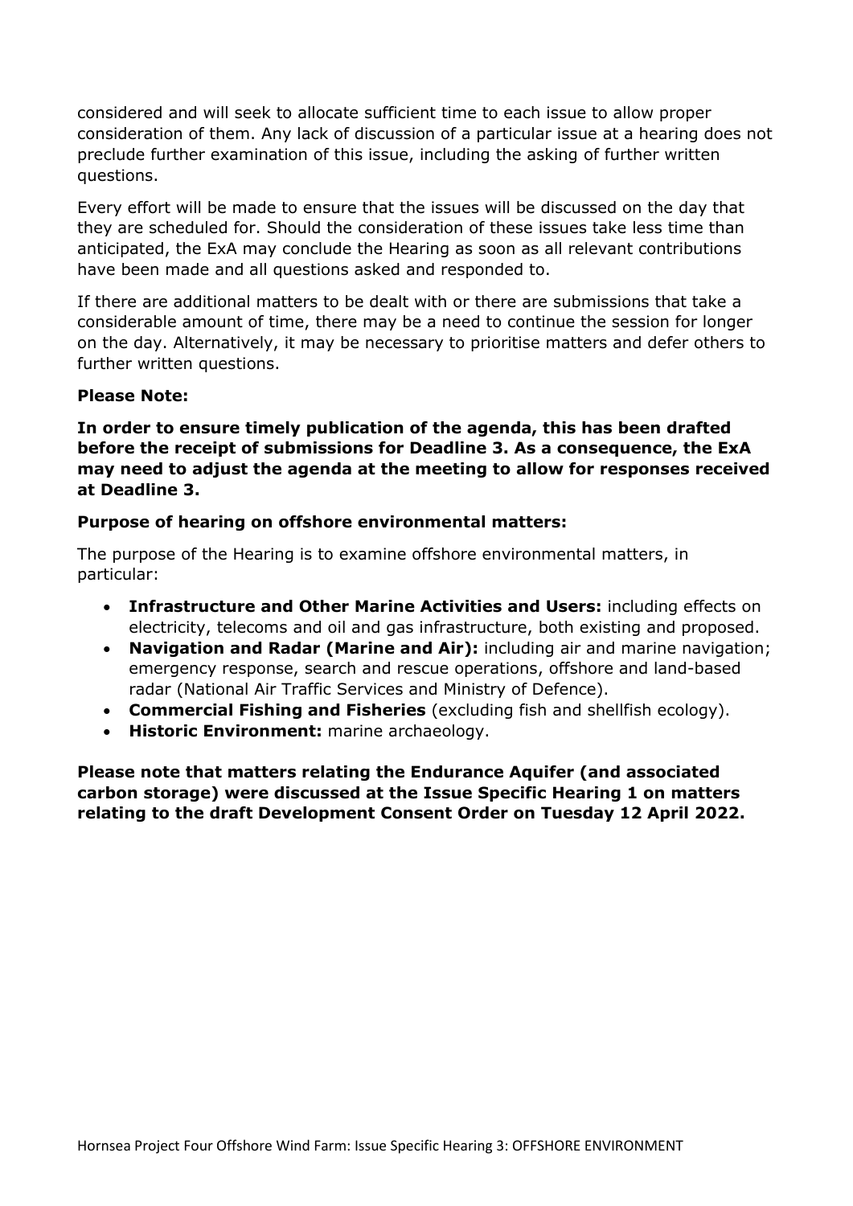considered and will seek to allocate sufficient time to each issue to allow proper consideration of them. Any lack of discussion of a particular issue at a hearing does not preclude further examination of this issue, including the asking of further written questions.

Every effort will be made to ensure that the issues will be discussed on the day that they are scheduled for. Should the consideration of these issues take less time than anticipated, the ExA may conclude the Hearing as soon as all relevant contributions have been made and all questions asked and responded to.

If there are additional matters to be dealt with or there are submissions that take a considerable amount of time, there may be a need to continue the session for longer on the day. Alternatively, it may be necessary to prioritise matters and defer others to further written questions.

**Please Note:**

**In order to ensure timely publication of the agenda, this has been drafted before the receipt of submissions for Deadline 3. As a consequence, the ExA may need to adjust the agenda at the meeting to allow for responses received at Deadline 3.**

**Purpose of hearing on offshore environmental matters:**

The purpose of the Hearing is to examine offshore environmental matters, in particular:

- **Infrastructure and Other Marine Activities and Users:** including effects on electricity, telecoms and oil and gas infrastructure, both existing and proposed.
- **Navigation and Radar (Marine and Air):** including air and marine navigation; emergency response, search and rescue operations, offshore and land-based radar (National Air Traffic Services and Ministry of Defence).
- **Commercial Fishing and Fisheries** (excluding fish and shellfish ecology).
- **Historic Environment:** marine archaeology.

**Please note that matters relating the Endurance Aquifer (and associated carbon storage) were discussed at the Issue Specific Hearing 1 on matters relating to the draft Development Consent Order on Tuesday 12 April 2022.**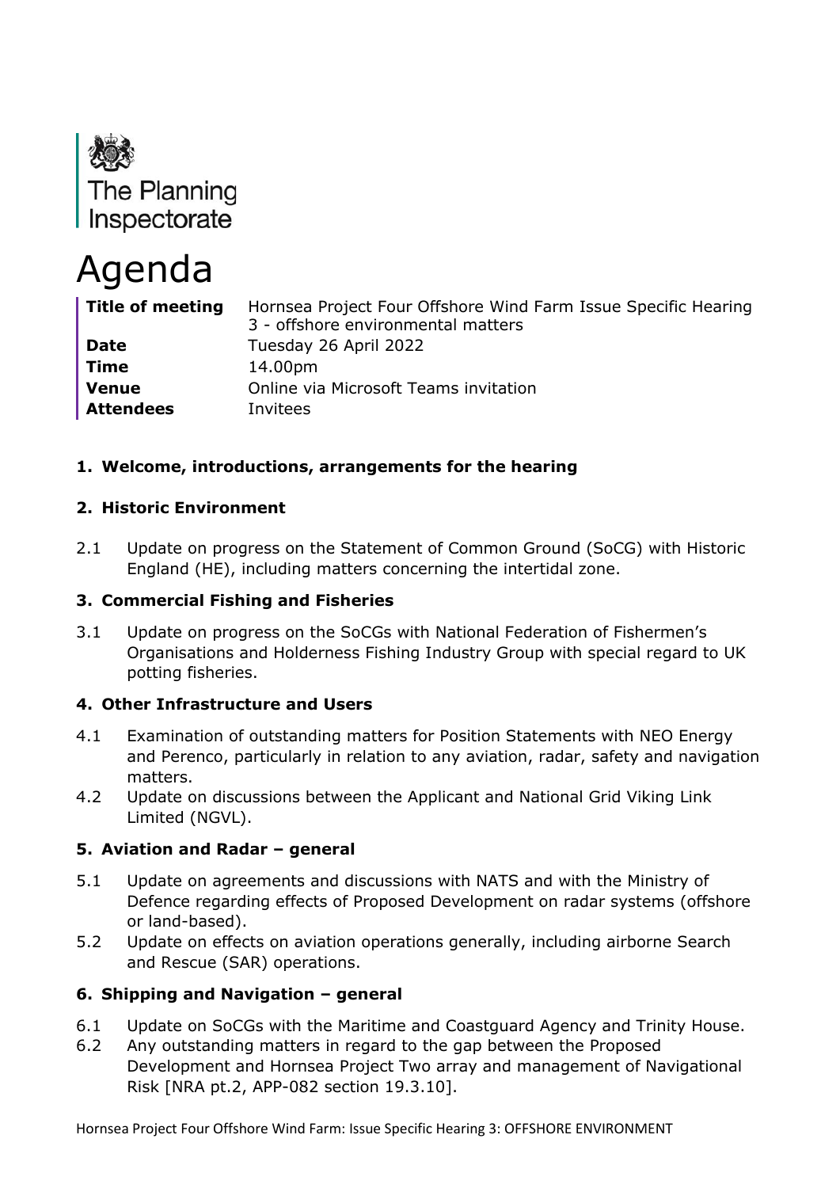The Planning Inspectorate

# Agenda

| | |
|---|---|
| **Title of meeting** | Hornsea Project Four Offshore Wind Farm Issue Specific Hearing 3 - offshore environmental matters |
| **Date** | Tuesday 26 April 2022 |
| **Time** | 14.00pm |
| **Venue** | Online via Microsoft Teams invitation |
| **Attendees** | Invitees |

## 1. Welcome, introductions, arrangements for the hearing

## 2. Historic Environment

2.1 Update on progress on the Statement of Common Ground (SoCG) with Historic England (HE), including matters concerning the intertidal zone.

## 3. Commercial Fishing and Fisheries

3.1 Update on progress on the SoCGs with National Federation of Fishermen's Organisations and Holderness Fishing Industry Group with special regard to UK potting fisheries.

## 4. Other Infrastructure and Users

4.1 Examination of outstanding matters for Position Statements with NEO Energy and Perenco, particularly in relation to any aviation, radar, safety and navigation matters.

4.2 Update on discussions between the Applicant and National Grid Viking Link Limited (NGVL).

## 5. Aviation and Radar – general

5.1 Update on agreements and discussions with NATS and with the Ministry of Defence regarding effects of Proposed Development on radar systems (offshore or land-based).

5.2 Update on effects on aviation operations generally, including airborne Search and Rescue (SAR) operations.

## 6. Shipping and Navigation – general

6.1 Update on SoCGs with the Maritime and Coastguard Agency and Trinity House.

6.2 Any outstanding matters in regard to the gap between the Proposed Development and Hornsea Project Two array and management of Navigational Risk [NRA pt.2, APP-082 section 19.3.10].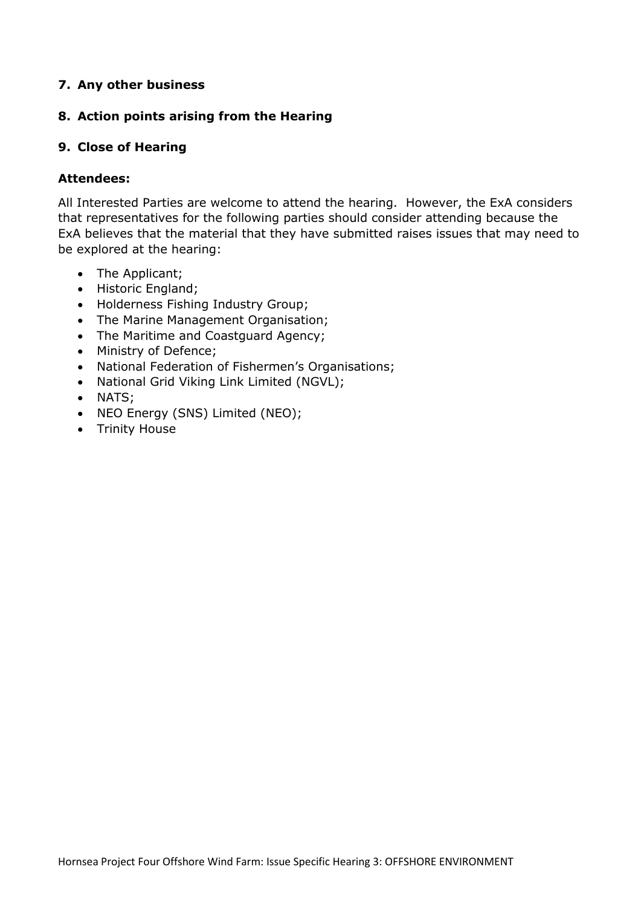## 7. Any other business

## 8. Action points arising from the Hearing

## 9. Close of Hearing

**Attendees:**

All Interested Parties are welcome to attend the hearing. However, the ExA considers that representatives for the following parties should consider attending because the ExA believes that the material that they have submitted raises issues that may need to be explored at the hearing:

- The Applicant;
- Historic England;
- Holderness Fishing Industry Group;
- The Marine Management Organisation;
- The Maritime and Coastguard Agency;
- Ministry of Defence;
- National Federation of Fishermen's Organisations;
- National Grid Viking Link Limited (NGVL);
- NATS;
- NEO Energy (SNS) Limited (NEO);
- Trinity House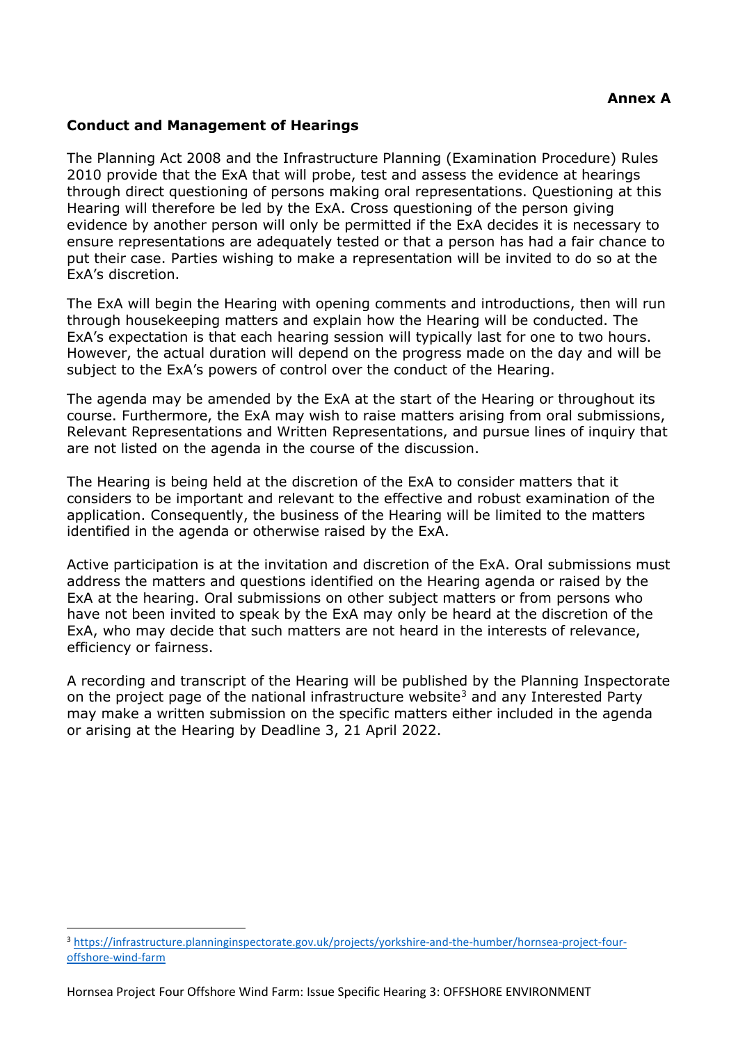**Annex A**

**Conduct and Management of Hearings**

The Planning Act 2008 and the Infrastructure Planning (Examination Procedure) Rules 2010 provide that the ExA that will probe, test and assess the evidence at hearings through direct questioning of persons making oral representations. Questioning at this Hearing will therefore be led by the ExA. Cross questioning of the person giving evidence by another person will only be permitted if the ExA decides it is necessary to ensure representations are adequately tested or that a person has had a fair chance to put their case. Parties wishing to make a representation will be invited to do so at the ExA's discretion.

The ExA will begin the Hearing with opening comments and introductions, then will run through housekeeping matters and explain how the Hearing will be conducted. The ExA's expectation is that each hearing session will typically last for one to two hours. However, the actual duration will depend on the progress made on the day and will be subject to the ExA's powers of control over the conduct of the Hearing.

The agenda may be amended by the ExA at the start of the Hearing or throughout its course. Furthermore, the ExA may wish to raise matters arising from oral submissions, Relevant Representations and Written Representations, and pursue lines of inquiry that are not listed on the agenda in the course of the discussion.

The Hearing is being held at the discretion of the ExA to consider matters that it considers to be important and relevant to the effective and robust examination of the application. Consequently, the business of the Hearing will be limited to the matters identified in the agenda or otherwise raised by the ExA.

Active participation is at the invitation and discretion of the ExA. Oral submissions must address the matters and questions identified on the Hearing agenda or raised by the ExA at the hearing. Oral submissions on other subject matters or from persons who have not been invited to speak by the ExA may only be heard at the discretion of the ExA, who may decide that such matters are not heard in the interests of relevance, efficiency or fairness.

A recording and transcript of the Hearing will be published by the Planning Inspectorate on the project page of the national infrastructure website[3] and any Interested Party may make a written submission on the specific matters either included in the agenda or arising at the Hearing by Deadline 3, 21 April 2022.

[3] https://infrastructure.planninginspectorate.gov.uk/projects/yorkshire-and-the-humber/hornsea-project-four-offshore-wind-farm